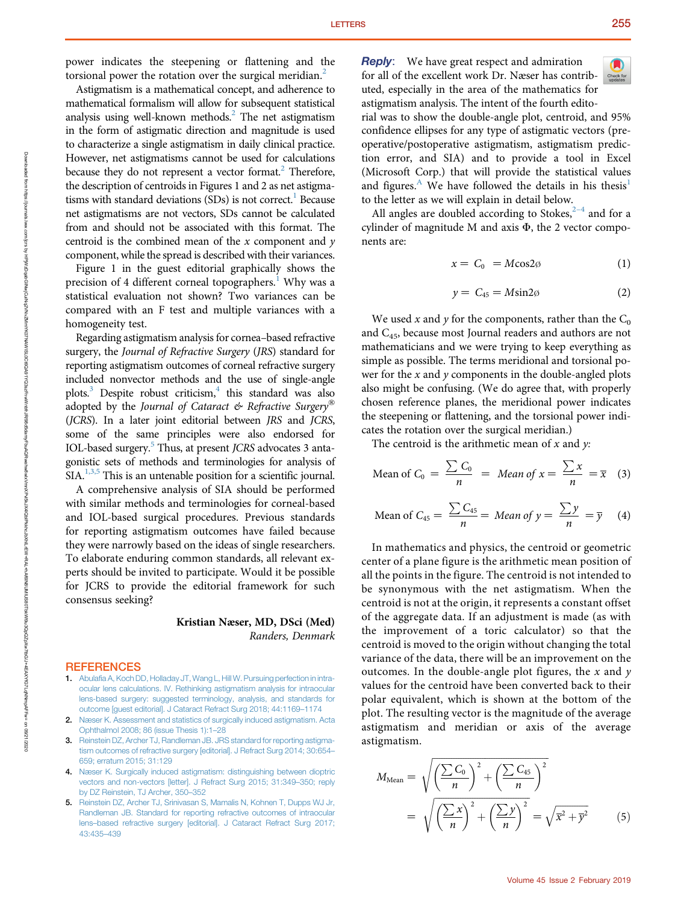power indicates the steepening or flattening and the torsional power the rotation over the surgical meridian.[2]

Astigmatism is a mathematical concept, and adherence to mathematical formalism will allow for subsequent statistical analysis using well-known methods.[2] The net astigmatism in the form of astigmatic direction and magnitude is used to characterize a single astigmatism in daily clinical practice. However, net astigmatisms cannot be used for calculations because they do not represent a vector format.[2] Therefore, the description of centroids in Figures 1 and 2 as net astigmatisms with standard deviations (SDs) is not correct.[1] Because net astigmatisms are not vectors, SDs cannot be calculated from and should not be associated with this format. The centroid is the combined mean of the *x* component and *y* component, while the spread is described with their variances.

Figure 1 in the guest editorial graphically shows the precision of 4 different corneal topographers.[1] Why was a statistical evaluation not shown? Two variances can be compared with an F test and multiple variances with a homogeneity test.

Regarding astigmatism analysis for cornea–based refractive surgery, the *Journal of Refractive Surgery* (*JRS*) standard for reporting astigmatism outcomes of corneal refractive surgery included nonvector methods and the use of single-angle plots.[3] Despite robust criticism,[4] this standard was also adopted by the *Journal of Cataract & Refractive Surgery®* (*JCRS*). In a later joint editorial between *JRS* and *JCRS*, some of the same principles were also endorsed for IOL-based surgery.[5] Thus, at present *JCRS* advocates 3 antagonistic sets of methods and terminologies for analysis of SIA.[1,3,5] This is an untenable position for a scientific journal.

A comprehensive analysis of SIA should be performed with similar methods and terminologies for corneal-based and IOL-based surgical procedures. Previous standards for reporting astigmatism outcomes have failed because they were narrowly based on the ideas of single researchers. To elaborate enduring common standards, all relevant experts should be invited to participate. Would it be possible for JCRS to provide the editorial framework for such consensus seeking?

**Kristian Næser, MD, DSci (Med)**
*Randers, Denmark*

## REFERENCES

1. Abulafia A, Koch DD, Holladay JT, Wang L, Hill W. Pursuing perfection in intraocular lens calculations. IV. Rethinking astigmatism analysis for intraocular lens-based surgery: suggested terminology, analysis, and standards for outcome [guest editorial]. J Cataract Refract Surg 2018; 44:1169–1174
2. Næser K. Assessment and statistics of surgically induced astigmatism. Acta Ophthalmol 2008; 86 (issue Thesis 1):1–28
3. Reinstein DZ, Archer TJ, Randleman JB. JRS standard for reporting astigmatism outcomes of refractive surgery [editorial]. J Refract Surg 2014; 30:654–659; erratum 2015; 31:129
4. Næser K. Surgically induced astigmatism: distinguishing between dioptric vectors and non-vectors [letter]. J Refract Surg 2015; 31:349–350; reply by DZ Reinstein, TJ Archer, 350–352
5. Reinstein DZ, Archer TJ, Srinivasan S, Mamalis N, Kohnen T, Dupps WJ Jr, Randleman JB. Standard for reporting refractive outcomes of intraocular lens–based refractive surgery [editorial]. J Cataract Refract Surg 2017; 43:435–439

**Reply**: We have great respect and admiration for all of the excellent work Dr. Næser has contributed, especially in the area of the mathematics for astigmatism analysis. The intent of the fourth editorial was to show the double-angle plot, centroid, and 95% confidence ellipses for any type of astigmatic vectors (preoperative/postoperative astigmatism, astigmatism prediction error, and SIA) and to provide a tool in Excel (Microsoft Corp.) that will provide the statistical values and figures.[A] We have followed the details in his thesis[1] to the letter as we will explain in detail below.

All angles are doubled according to Stokes,[2–4] and for a cylinder of magnitude M and axis Φ, the 2 vector components are:

$$x = C_0 = M\cos 2\varnothing \quad (1)$$

$$y = C_{45} = M\sin 2\varnothing \quad (2)$$

We used *x* and *y* for the components, rather than the $C_0$ and $C_{45}$, because most Journal readers and authors are not mathematicians and we were trying to keep everything as simple as possible. The terms meridional and torsional power for the *x* and *y* components in the double-angled plots also might be confusing. (We do agree that, with properly chosen reference planes, the meridional power indicates the steepening or flattening, and the torsional power indicates the rotation over the surgical meridian.)

The centroid is the arithmetic mean of *x* and *y*:

$$\text{Mean of } C_0 = \frac{\sum C_0}{n} = \text{Mean of } x = \frac{\sum x}{n} = \overline{x} \quad (3)$$

$$\text{Mean of } C_{45} = \frac{\sum C_{45}}{n} = \text{Mean of } y = \frac{\sum y}{n} = \overline{y} \quad (4)$$

In mathematics and physics, the centroid or geometric center of a plane figure is the arithmetic mean position of all the points in the figure. The centroid is not intended to be synonymous with the net astigmatism. When the centroid is not at the origin, it represents a constant offset of the aggregate data. If an adjustment is made (as with the improvement of a toric calculator) so that the centroid is moved to the origin without changing the total variance of the data, there will be an improvement on the outcomes. In the double-angle plot figures, the *x* and *y* values for the centroid have been converted back to their polar equivalent, which is shown at the bottom of the plot. The resulting vector is the magnitude of the average astigmatism and meridian or axis of the average astigmatism.

$$M_{\text{Mean}} = \sqrt{\left(\frac{\sum C_0}{n}\right)^2 + \left(\frac{\sum C_{45}}{n}\right)^2} = \sqrt{\left(\frac{\sum x}{n}\right)^2 + \left(\frac{\sum y}{n}\right)^2} = \sqrt{\overline{x}^2 + \overline{y}^2} \quad (5)$$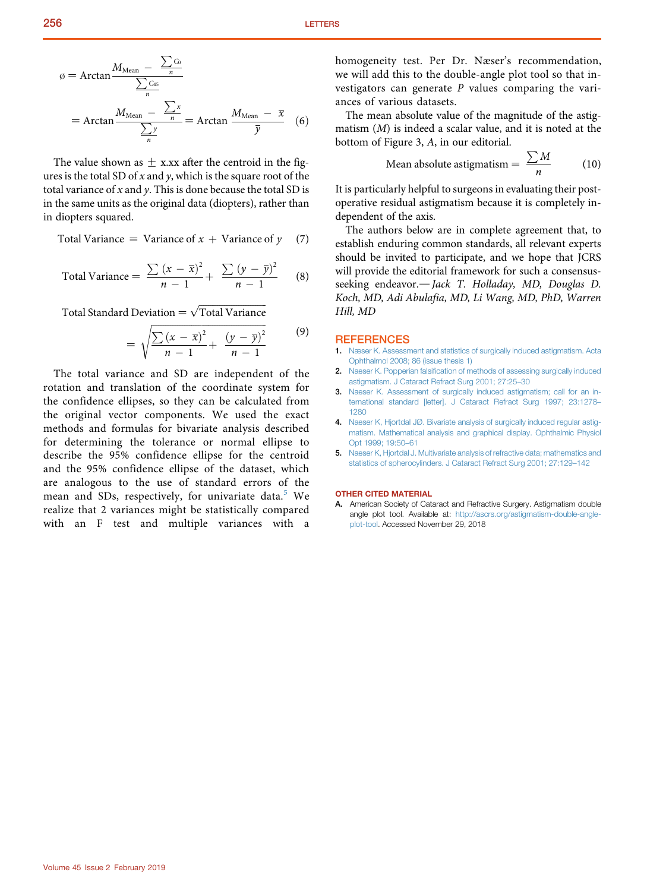$$\varnothing = \text{Arctan}\frac{M_{\text{Mean}} - \frac{\sum C_0}{n}}{\frac{\sum C_{45}}{n}}$$

$$= \text{Arctan}\frac{M_{\text{Mean}} - \frac{\sum x}{n}}{\frac{\sum y}{n}} = \text{Arctan}\ \frac{M_{\text{Mean}} - \bar{x}}{\bar{y}} \quad (6)$$

The value shown as ± x.xx after the centroid in the figures is the total SD of $x$ and $y$, which is the square root of the total variance of $x$ and $y$. This is done because the total SD is in the same units as the original data (diopters), rather than in diopters squared.

$$\text{Total Variance} = \text{Variance of } x + \text{Variance of } y \quad (7)$$

$$\text{Total Variance} = \frac{\sum (x - \bar{x})^2}{n - 1} + \frac{\sum (y - \bar{y})^2}{n - 1} \quad (8)$$

$$\text{Total Standard Deviation} = \sqrt{\text{Total Variance}}$$

$$= \sqrt{\frac{\sum (x - \bar{x})^2}{n - 1} + \frac{(y - \bar{y})^2}{n - 1}} \quad (9)$$

The total variance and SD are independent of the rotation and translation of the coordinate system for the confidence ellipses, so they can be calculated from the original vector components. We used the exact methods and formulas for bivariate analysis described for determining the tolerance or normal ellipse to describe the 95% confidence ellipse for the centroid and the 95% confidence ellipse of the dataset, which are analogous to the use of standard errors of the mean and SDs, respectively, for univariate data.[5] We realize that 2 variances might be statistically compared with an F test and multiple variances with a homogeneity test. Per Dr. Næser's recommendation, we will add this to the double-angle plot tool so that investigators can generate $P$ values comparing the variances of various datasets.

The mean absolute value of the magnitude of the astigmatism ($M$) is indeed a scalar value, and it is noted at the bottom of Figure 3, *A*, in our editorial.

$$\text{Mean absolute astigmatism} = \frac{\sum M}{n} \quad (10)$$

It is particularly helpful to surgeons in evaluating their postoperative residual astigmatism because it is completely independent of the axis.

The authors below are in complete agreement that, to establish enduring common standards, all relevant experts should be invited to participate, and we hope that JCRS will provide the editorial framework for such a consensus-seeking endeavor.— *Jack T. Holladay, MD, Douglas D. Koch, MD, Adi Abulafia, MD, Li Wang, MD, PhD, Warren Hill, MD*

## REFERENCES

1. Næser K. Assessment and statistics of surgically induced astigmatism. Acta Ophthalmol 2008; 86 (issue thesis 1)
2. Naeser K. Popperian falsification of methods of assessing surgically induced astigmatism. J Cataract Refract Surg 2001; 27:25–30
3. Naeser K. Assessment of surgically induced astigmatism; call for an international standard [letter]. J Cataract Refract Surg 1997; 23:1278–1280
4. Naeser K, Hjortdal JØ. Bivariate analysis of surgically induced regular astigmatism. Mathematical analysis and graphical display. Ophthalmic Physiol Opt 1999; 19:50–61
5. Naeser K, Hjortdal J. Multivariate analysis of refractive data; mathematics and statistics of spherocylinders. J Cataract Refract Surg 2001; 27:129–142

### OTHER CITED MATERIAL

A. American Society of Cataract and Refractive Surgery. Astigmatism double angle plot tool. Available at: http://ascrs.org/astigmatism-double-angle-plot-tool. Accessed November 29, 2018